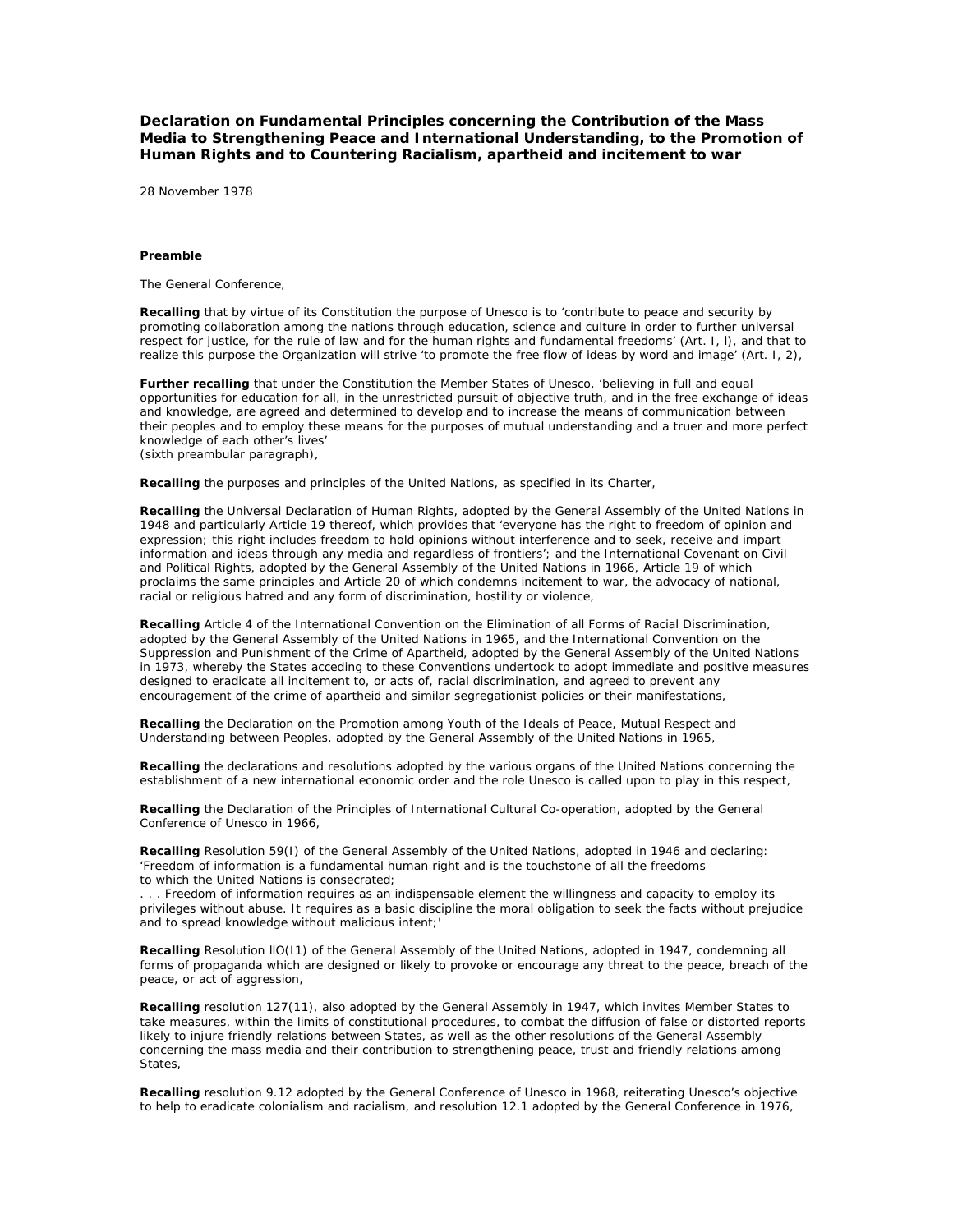# Declaration on Fundamental Principles concerning the Contribution of the Mass Media to Strengthening Peace and International Understanding, to the Promotion of Human Rights and to Countering Racialism, apartheid and incitement to war

28 November 1978

**Preamble**

The General Conference,

**Recalling** that by virtue of its Constitution the purpose of Unesco is to 'contribute to peace and security by promoting collaboration among the nations through education, science and culture in order to further universal respect for justice, for the rule of law and for the human rights and fundamental freedoms' (Art. I, l), and that to realize this purpose the Organization will strive 'to promote the free flow of ideas by word and image' (Art. I, 2),

**Further recalling** that under the Constitution the Member States of Unesco, 'believing in full and equal opportunities for education for all, in the unrestricted pursuit of objective truth, and in the free exchange of ideas and knowledge, are agreed and determined to develop and to increase the means of communication between their peoples and to employ these means for the purposes of mutual understanding and a truer and more perfect knowledge of each other's lives'
(sixth preambular paragraph),

**Recalling** the purposes and principles of the United Nations, as specified in its Charter,

**Recalling** the Universal Declaration of Human Rights, adopted by the General Assembly of the United Nations in 1948 and particularly Article 19 thereof, which provides that 'everyone has the right to freedom of opinion and expression; this right includes freedom to hold opinions without interference and to seek, receive and impart information and ideas through any media and regardless of frontiers'; and the International Covenant on Civil and Political Rights, adopted by the General Assembly of the United Nations in 1966, Article 19 of which proclaims the same principles and Article 20 of which condemns incitement to war, the advocacy of national, racial or religious hatred and any form of discrimination, hostility or violence,

**Recalling** Article 4 of the International Convention on the Elimination of all Forms of Racial Discrimination, adopted by the General Assembly of the United Nations in 1965, and the International Convention on the Suppression and Punishment of the Crime of Apartheid, adopted by the General Assembly of the United Nations in 1973, whereby the States acceding to these Conventions undertook to adopt immediate and positive measures designed to eradicate all incitement to, or acts of, racial discrimination, and agreed to prevent any encouragement of the crime of apartheid and similar segregationist policies or their manifestations,

**Recalling** the Declaration on the Promotion among Youth of the Ideals of Peace, Mutual Respect and Understanding between Peoples, adopted by the General Assembly of the United Nations in 1965,

**Recalling** the declarations and resolutions adopted by the various organs of the United Nations concerning the establishment of a new international economic order and the role Unesco is called upon to play in this respect,

**Recalling** the Declaration of the Principles of International Cultural Co-operation, adopted by the General Conference of Unesco in 1966,

**Recalling** Resolution 59(I) of the General Assembly of the United Nations, adopted in 1946 and declaring:
'Freedom of information is a fundamental human right and is the touchstone of all the freedoms to which the United Nations is consecrated;
. . . Freedom of information requires as an indispensable element the willingness and capacity to employ its privileges without abuse. It requires as a basic discipline the moral obligation to seek the facts without prejudice and to spread knowledge without malicious intent;'

**Recalling** Resolution llO(I1) of the General Assembly of the United Nations, adopted in 1947, condemning all forms of propaganda which are designed or likely to provoke or encourage any threat to the peace, breach of the peace, or act of aggression,

**Recalling** resolution 127(11), also adopted by the General Assembly in 1947, which invites Member States to take measures, within the limits of constitutional procedures, to combat the diffusion of false or distorted reports likely to injure friendly relations between States, as well as the other resolutions of the General Assembly concerning the mass media and their contribution to strengthening peace, trust and friendly relations among States,

**Recalling** resolution 9.12 adopted by the General Conference of Unesco in 1968, reiterating Unesco's objective to help to eradicate colonialism and racialism, and resolution 12.1 adopted by the General Conference in 1976,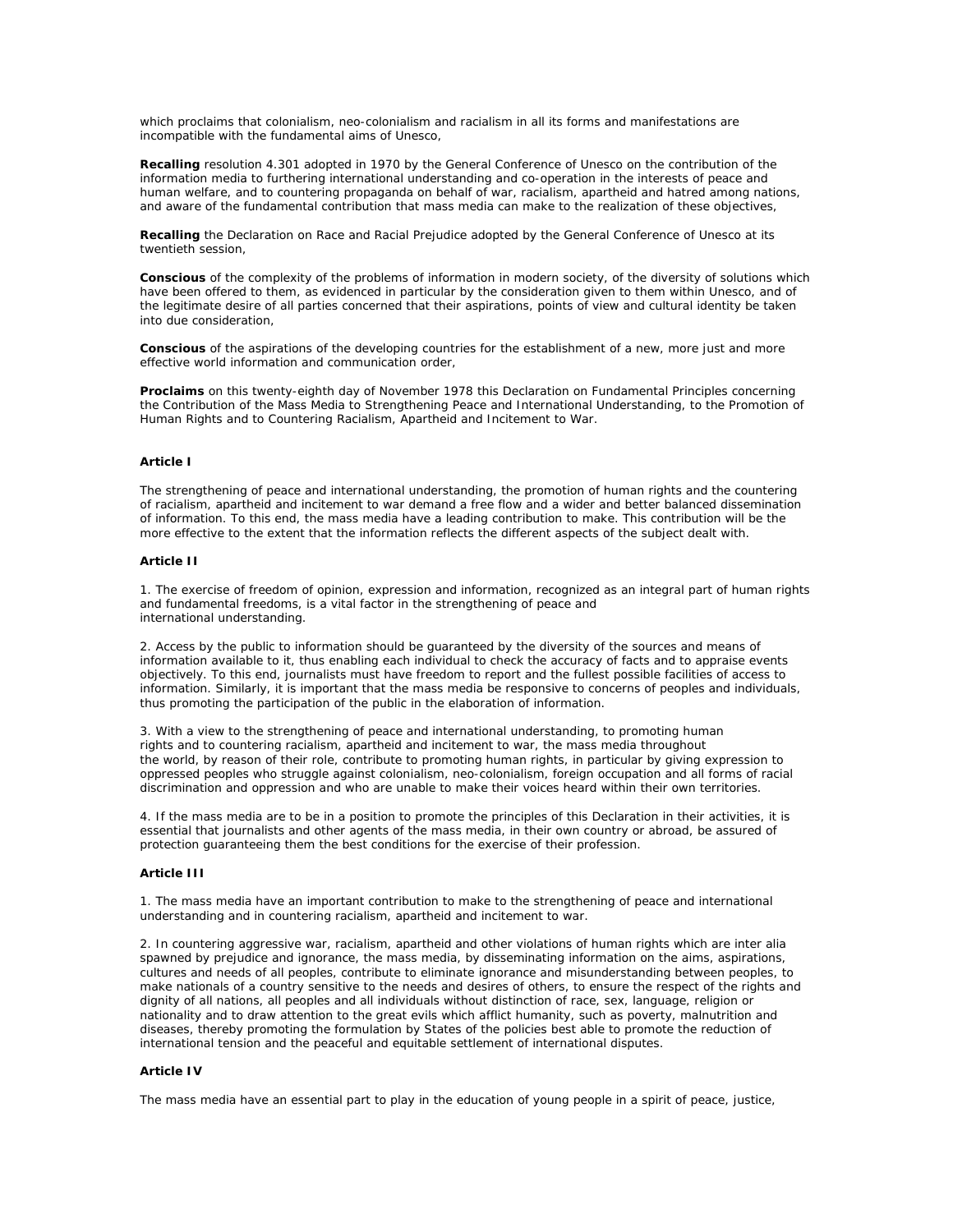which proclaims that colonialism, neo-colonialism and racialism in all its forms and manifestations are incompatible with the fundamental aims of Unesco,

**Recalling** resolution 4.301 adopted in 1970 by the General Conference of Unesco on the contribution of the information media to furthering international understanding and co-operation in the interests of peace and human welfare, and to countering propaganda on behalf of war, racialism, apartheid and hatred among nations, and aware of the fundamental contribution that mass media can make to the realization of these objectives,

**Recalling** the Declaration on Race and Racial Prejudice adopted by the General Conference of Unesco at its twentieth session,

**Conscious** of the complexity of the problems of information in modern society, of the diversity of solutions which have been offered to them, as evidenced in particular by the consideration given to them within Unesco, and of the legitimate desire of all parties concerned that their aspirations, points of view and cultural identity be taken into due consideration,

**Conscious** of the aspirations of the developing countries for the establishment of a new, more just and more effective world information and communication order,

**Proclaims** on this twenty-eighth day of November 1978 this Declaration on Fundamental Principles concerning the Contribution of the Mass Media to Strengthening Peace and International Understanding, to the Promotion of Human Rights and to Countering Racialism, Apartheid and Incitement to War.

#### Article I

The strengthening of peace and international understanding, the promotion of human rights and the countering of racialism, apartheid and incitement to war demand a free flow and a wider and better balanced dissemination of information. To this end, the mass media have a leading contribution to make. This contribution will be the more effective to the extent that the information reflects the different aspects of the subject dealt with.

#### Article II

1. The exercise of freedom of opinion, expression and information, recognized as an integral part of human rights and fundamental freedoms, is a vital factor in the strengthening of peace and international understanding.

2. Access by the public to information should be guaranteed by the diversity of the sources and means of information available to it, thus enabling each individual to check the accuracy of facts and to appraise events objectively. To this end, journalists must have freedom to report and the fullest possible facilities of access to information. Similarly, it is important that the mass media be responsive to concerns of peoples and individuals, thus promoting the participation of the public in the elaboration of information.

3. With a view to the strengthening of peace and international understanding, to promoting human rights and to countering racialism, apartheid and incitement to war, the mass media throughout the world, by reason of their role, contribute to promoting human rights, in particular by giving expression to oppressed peoples who struggle against colonialism, neo-colonialism, foreign occupation and all forms of racial discrimination and oppression and who are unable to make their voices heard within their own territories.

4. If the mass media are to be in a position to promote the principles of this Declaration in their activities, it is essential that journalists and other agents of the mass media, in their own country or abroad, be assured of protection guaranteeing them the best conditions for the exercise of their profession.

#### Article III

1. The mass media have an important contribution to make to the strengthening of peace and international understanding and in countering racialism, apartheid and incitement to war.

2. In countering aggressive war, racialism, apartheid and other violations of human rights which are inter alia spawned by prejudice and ignorance, the mass media, by disseminating information on the aims, aspirations, cultures and needs of all peoples, contribute to eliminate ignorance and misunderstanding between peoples, to make nationals of a country sensitive to the needs and desires of others, to ensure the respect of the rights and dignity of all nations, all peoples and all individuals without distinction of race, sex, language, religion or nationality and to draw attention to the great evils which afflict humanity, such as poverty, malnutrition and diseases, thereby promoting the formulation by States of the policies best able to promote the reduction of international tension and the peaceful and equitable settlement of international disputes.

#### Article IV

The mass media have an essential part to play in the education of young people in a spirit of peace, justice,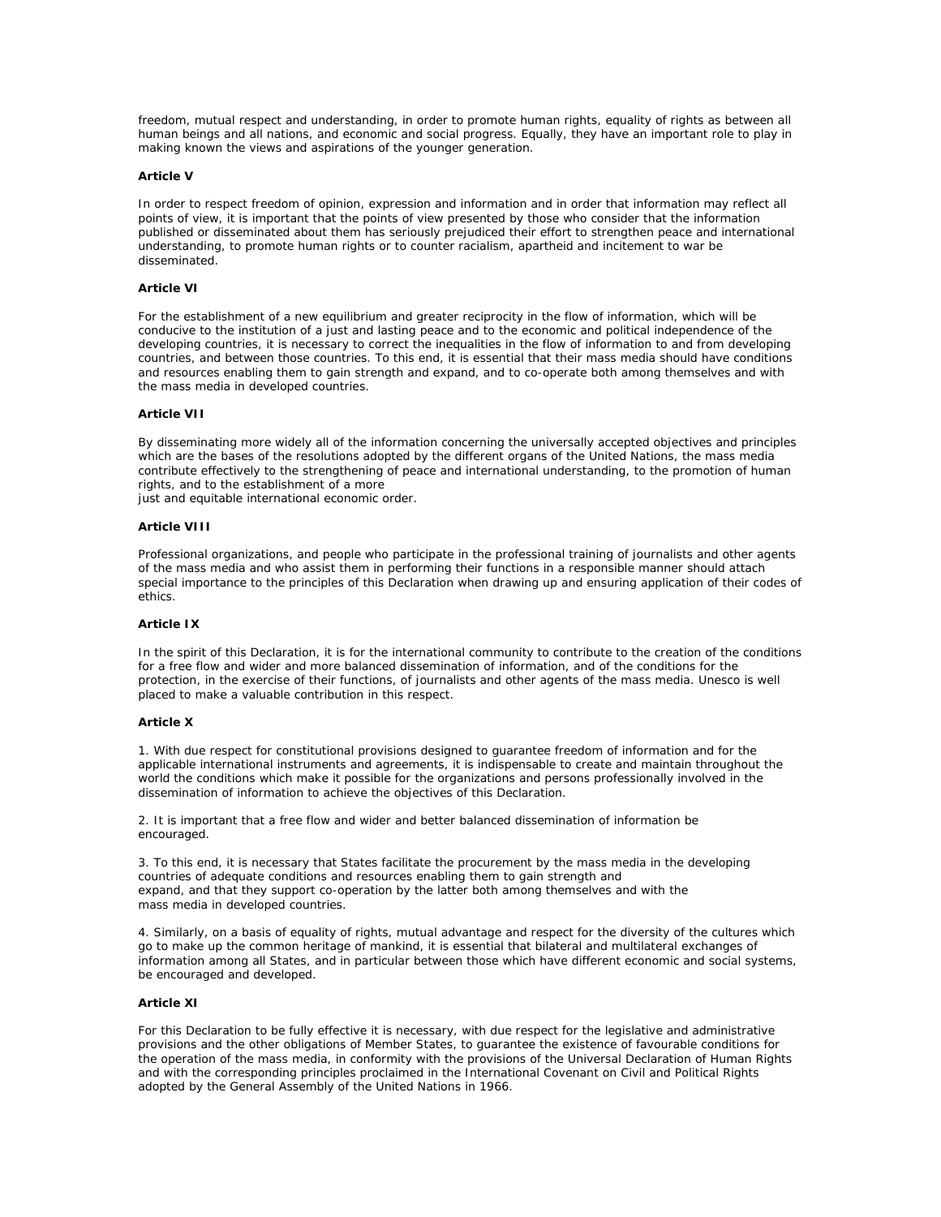freedom, mutual respect and understanding, in order to promote human rights, equality of rights as between all human beings and all nations, and economic and social progress. Equally, they have an important role to play in making known the views and aspirations of the younger generation.

**Article V**

In order to respect freedom of opinion, expression and information and in order that information may reflect all points of view, it is important that the points of view presented by those who consider that the information published or disseminated about them has seriously prejudiced their effort to strengthen peace and international understanding, to promote human rights or to counter racialism, apartheid and incitement to war be disseminated.

**Article VI**

For the establishment of a new equilibrium and greater reciprocity in the flow of information, which will be conducive to the institution of a just and lasting peace and to the economic and political independence of the developing countries, it is necessary to correct the inequalities in the flow of information to and from developing countries, and between those countries. To this end, it is essential that their mass media should have conditions and resources enabling them to gain strength and expand, and to co-operate both among themselves and with the mass media in developed countries.

**Article VII**

By disseminating more widely all of the information concerning the universally accepted objectives and principles which are the bases of the resolutions adopted by the different organs of the United Nations, the mass media contribute effectively to the strengthening of peace and international understanding, to the promotion of human rights, and to the establishment of a more just and equitable international economic order.

**Article VIII**

Professional organizations, and people who participate in the professional training of journalists and other agents of the mass media and who assist them in performing their functions in a responsible manner should attach special importance to the principles of this Declaration when drawing up and ensuring application of their codes of ethics.

**Article IX**

In the spirit of this Declaration, it is for the international community to contribute to the creation of the conditions for a free flow and wider and more balanced dissemination of information, and of the conditions for the protection, in the exercise of their functions, of journalists and other agents of the mass media. Unesco is well placed to make a valuable contribution in this respect.

**Article X**

1. With due respect for constitutional provisions designed to guarantee freedom of information and for the applicable international instruments and agreements, it is indispensable to create and maintain throughout the world the conditions which make it possible for the organizations and persons professionally involved in the dissemination of information to achieve the objectives of this Declaration.

2. It is important that a free flow and wider and better balanced dissemination of information be encouraged.

3. To this end, it is necessary that States facilitate the procurement by the mass media in the developing countries of adequate conditions and resources enabling them to gain strength and expand, and that they support co-operation by the latter both among themselves and with the mass media in developed countries.

4. Similarly, on a basis of equality of rights, mutual advantage and respect for the diversity of the cultures which go to make up the common heritage of mankind, it is essential that bilateral and multilateral exchanges of information among all States, and in particular between those which have different economic and social systems, be encouraged and developed.

**Article XI**

For this Declaration to be fully effective it is necessary, with due respect for the legislative and administrative provisions and the other obligations of Member States, to guarantee the existence of favourable conditions for the operation of the mass media, in conformity with the provisions of the Universal Declaration of Human Rights and with the corresponding principles proclaimed in the International Covenant on Civil and Political Rights adopted by the General Assembly of the United Nations in 1966.